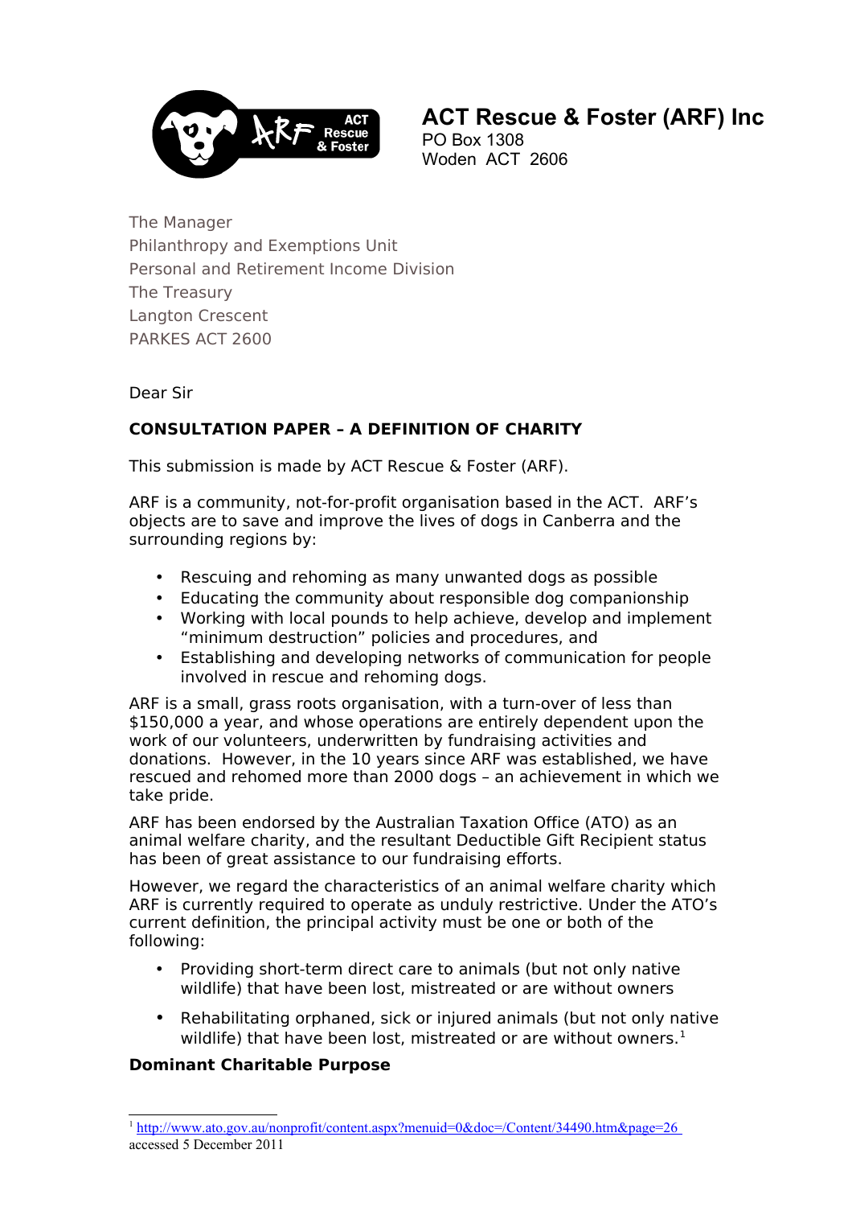# ACT Rescue & Foster (ARF) Inc

PO Box 1308
Woden ACT 2606

The Manager
Philanthropy and Exemptions Unit
Personal and Retirement Income Division
The Treasury
Langton Crescent
PARKES ACT 2600

Dear Sir

**CONSULTATION PAPER – A DEFINITION OF CHARITY**

This submission is made by ACT Rescue & Foster (ARF).

ARF is a community, not-for-profit organisation based in the ACT. ARF's objects are to save and improve the lives of dogs in Canberra and the surrounding regions by:

- Rescuing and rehoming as many unwanted dogs as possible
- Educating the community about responsible dog companionship
- Working with local pounds to help achieve, develop and implement "minimum destruction" policies and procedures, and
- Establishing and developing networks of communication for people involved in rescue and rehoming dogs.

ARF is a small, grass roots organisation, with a turn-over of less than $150,000 a year, and whose operations are entirely dependent upon the work of our volunteers, underwritten by fundraising activities and donations. However, in the 10 years since ARF was established, we have rescued and rehomed more than 2000 dogs – an achievement in which we take pride.

ARF has been endorsed by the Australian Taxation Office (ATO) as an animal welfare charity, and the resultant Deductible Gift Recipient status has been of great assistance to our fundraising efforts.

However, we regard the characteristics of an animal welfare charity which ARF is currently required to operate as unduly restrictive. Under the ATO's current definition, the principal activity must be one or both of the following:

- Providing short-term direct care to animals (but not only native wildlife) that have been lost, mistreated or are without owners
- Rehabilitating orphaned, sick or injured animals (but not only native wildlife) that have been lost, mistreated or are without owners.[1]

**Dominant Charitable Purpose**

[1] http://www.ato.gov.au/nonprofit/content.aspx?menuid=0&doc=/Content/34490.htm&page=26 accessed 5 December 2011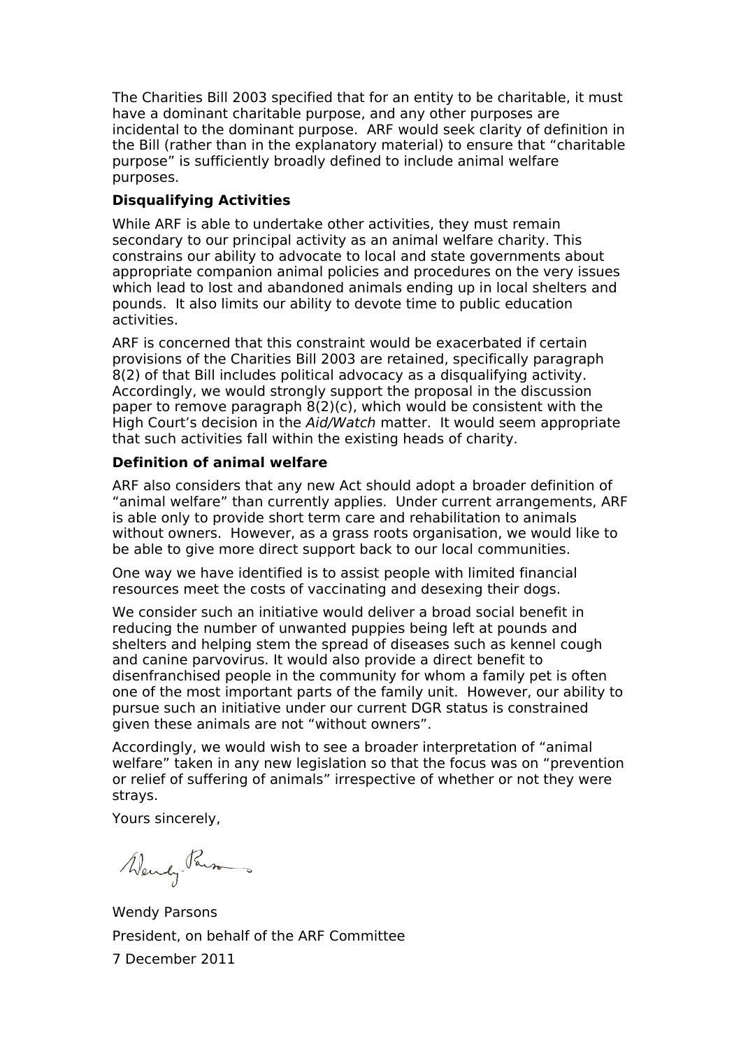The Charities Bill 2003 specified that for an entity to be charitable, it must have a dominant charitable purpose, and any other purposes are incidental to the dominant purpose. ARF would seek clarity of definition in the Bill (rather than in the explanatory material) to ensure that "charitable purpose" is sufficiently broadly defined to include animal welfare purposes.

**Disqualifying Activities**

While ARF is able to undertake other activities, they must remain secondary to our principal activity as an animal welfare charity. This constrains our ability to advocate to local and state governments about appropriate companion animal policies and procedures on the very issues which lead to lost and abandoned animals ending up in local shelters and pounds. It also limits our ability to devote time to public education activities.

ARF is concerned that this constraint would be exacerbated if certain provisions of the Charities Bill 2003 are retained, specifically paragraph 8(2) of that Bill includes political advocacy as a disqualifying activity. Accordingly, we would strongly support the proposal in the discussion paper to remove paragraph 8(2)(c), which would be consistent with the High Court's decision in the *Aid/Watch* matter. It would seem appropriate that such activities fall within the existing heads of charity.

**Definition of animal welfare**

ARF also considers that any new Act should adopt a broader definition of "animal welfare" than currently applies. Under current arrangements, ARF is able only to provide short term care and rehabilitation to animals without owners. However, as a grass roots organisation, we would like to be able to give more direct support back to our local communities.

One way we have identified is to assist people with limited financial resources meet the costs of vaccinating and desexing their dogs.

We consider such an initiative would deliver a broad social benefit in reducing the number of unwanted puppies being left at pounds and shelters and helping stem the spread of diseases such as kennel cough and canine parvovirus. It would also provide a direct benefit to disenfranchised people in the community for whom a family pet is often one of the most important parts of the family unit. However, our ability to pursue such an initiative under our current DGR status is constrained given these animals are not "without owners".

Accordingly, we would wish to see a broader interpretation of "animal welfare" taken in any new legislation so that the focus was on "prevention or relief of suffering of animals" irrespective of whether or not they were strays.

Yours sincerely,

Wendy Parsons

President, on behalf of the ARF Committee

7 December 2011